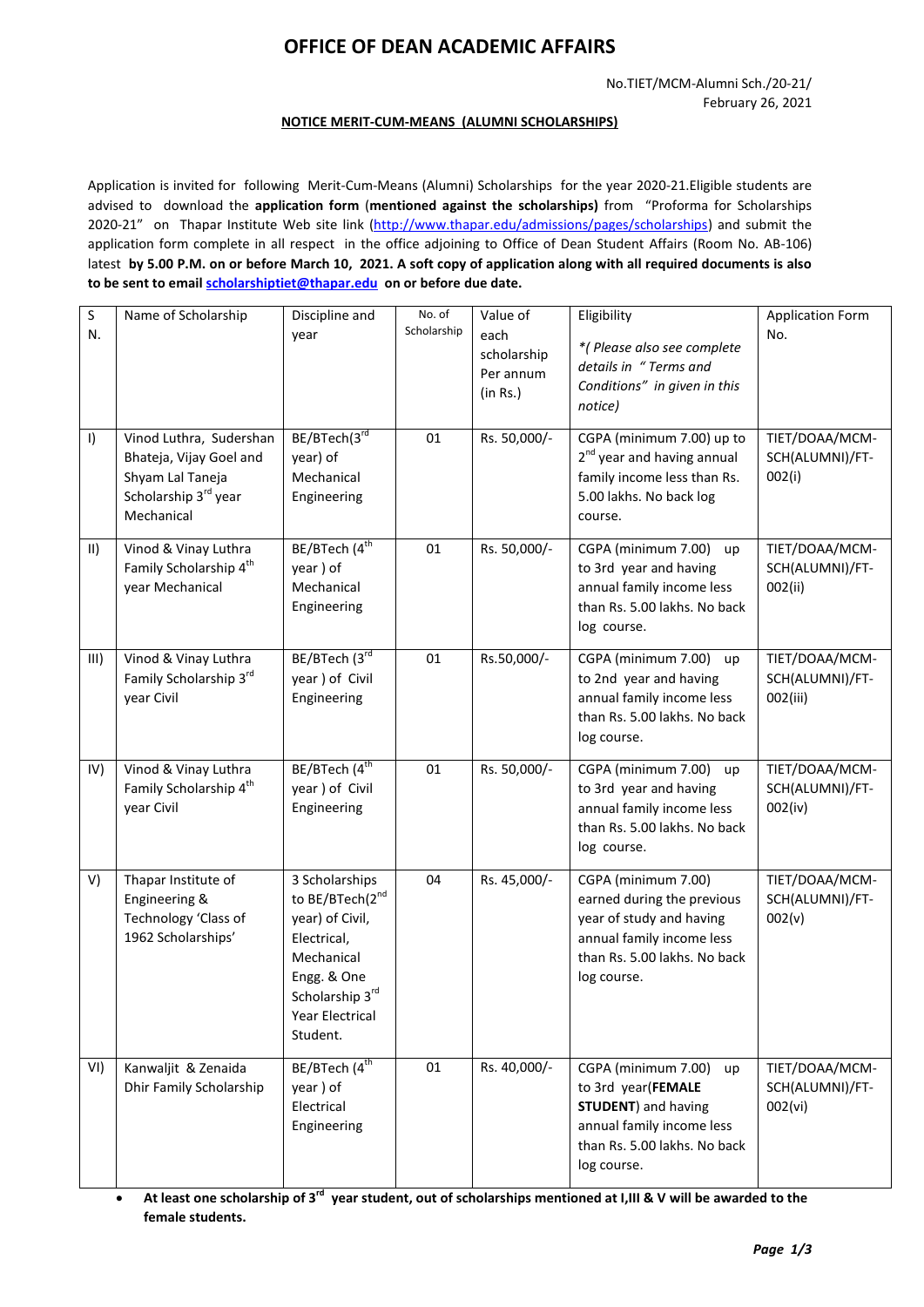# OFFICE OF DEAN ACADEMIC AFFAIRS

No.TIET/MCM-Alumni Sch./20-21/
February 26, 2021

**NOTICE MERIT-CUM-MEANS (ALUMNI SCHOLARSHIPS)**

Application is invited for following Merit-Cum-Means (Alumni) Scholarships for the year 2020-21.Eligible students are advised to download the **application form** (**mentioned against the scholarships)** from "Proforma for Scholarships 2020-21" on Thapar Institute Web site link (http://www.thapar.edu/admissions/pages/scholarships) and submit the application form complete in all respect in the office adjoining to Office of Dean Student Affairs (Room No. AB-106) latest **by 5.00 P.M. on or before March 10, 2021. A soft copy of application along with all required documents is also to be sent to email scholarshiptiet@thapar.edu on or before due date.**

| S N. | Name of Scholarship | Discipline and year | No. of Scholarship | Value of each scholarship Per annum (in Rs.) | Eligibility *( Please also see complete details in " Terms and Conditions" in given in this notice)* | Application Form No. |
|---|---|---|---|---|---|---|
| I) | Vinod Luthra, Sudershan Bhateja, Vijay Goel and Shyam Lal Taneja Scholarship 3rd year Mechanical | BE/BTech(3rd year) of Mechanical Engineering | 01 | Rs. 50,000/- | CGPA (minimum 7.00) up to 2nd year and having annual family income less than Rs. 5.00 lakhs. No back log course. | TIET/DOAA/MCM-SCH(ALUMNI)/FT-002(i) |
| II) | Vinod & Vinay Luthra Family Scholarship 4th year Mechanical | BE/BTech (4th year ) of Mechanical Engineering | 01 | Rs. 50,000/- | CGPA (minimum 7.00) up to 3rd year and having annual family income less than Rs. 5.00 lakhs. No back log course. | TIET/DOAA/MCM-SCH(ALUMNI)/FT-002(ii) |
| III) | Vinod & Vinay Luthra Family Scholarship 3rd year Civil | BE/BTech (3rd year ) of Civil Engineering | 01 | Rs.50,000/- | CGPA (minimum 7.00) up to 2nd year and having annual family income less than Rs. 5.00 lakhs. No back log course. | TIET/DOAA/MCM-SCH(ALUMNI)/FT-002(iii) |
| IV) | Vinod & Vinay Luthra Family Scholarship 4th year Civil | BE/BTech (4th year ) of Civil Engineering | 01 | Rs. 50,000/- | CGPA (minimum 7.00) up to 3rd year and having annual family income less than Rs. 5.00 lakhs. No back log course. | TIET/DOAA/MCM-SCH(ALUMNI)/FT-002(iv) |
| V) | Thapar Institute of Engineering & Technology 'Class of 1962 Scholarships' | 3 Scholarships to BE/BTech(2nd year) of Civil, Electrical, Mechanical Engg. & One Scholarship 3rd Year Electrical Student. | 04 | Rs. 45,000/- | CGPA (minimum 7.00) earned during the previous year of study and having annual family income less than Rs. 5.00 lakhs. No back log course. | TIET/DOAA/MCM-SCH(ALUMNI)/FT-002(v) |
| VI) | Kanwaljit & Zenaida Dhir Family Scholarship | BE/BTech (4th year ) of Electrical Engineering | 01 | Rs. 40,000/- | CGPA (minimum 7.00) up to 3rd year(**FEMALE STUDENT**) and having annual family income less than Rs. 5.00 lakhs. No back log course. | TIET/DOAA/MCM-SCH(ALUMNI)/FT-002(vi) |

- **At least one scholarship of 3rd year student, out of scholarships mentioned at I,III & V will be awarded to the female students.**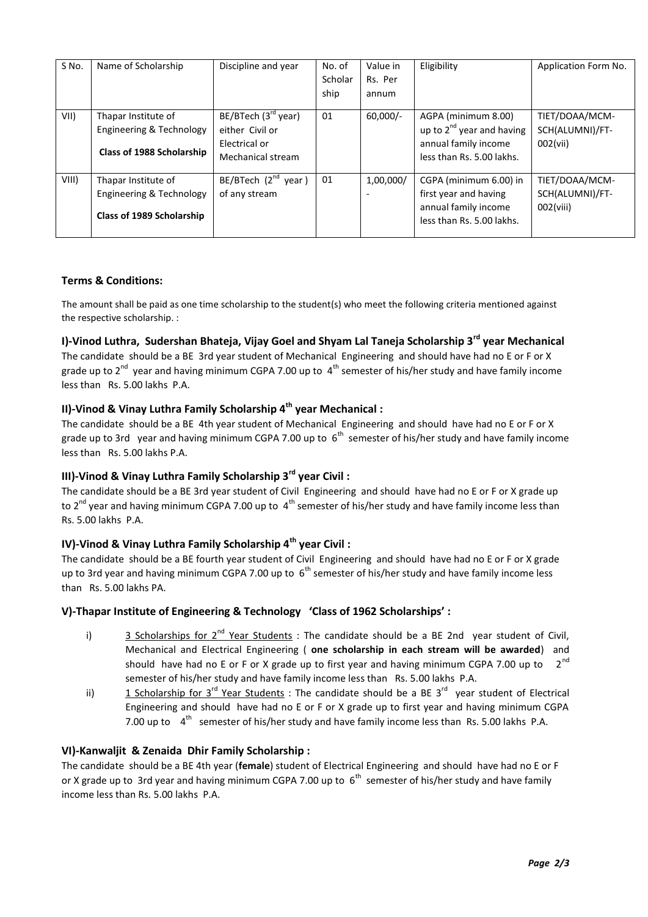| S No. | Name of Scholarship | Discipline and year | No. of Scholar ship | Value in Rs. Per annum | Eligibility | Application Form No. |
|---|---|---|---|---|---|---|
| VII) | Thapar Institute of Engineering & Technology **Class of 1988 Scholarship** | BE/BTech (3rd year) either Civil or Electrical or Mechanical stream | 01 | 60,000/- | AGPA (minimum 8.00) up to 2nd year and having annual family income less than Rs. 5.00 lakhs. | TIET/DOAA/MCM-SCH(ALUMNI)/FT-002(vii) |
| VIII) | Thapar Institute of Engineering & Technology **Class of 1989 Scholarship** | BE/BTech (2nd year) of any stream | 01 | 1,00,000/- | CGPA (minimum 6.00) in first year and having annual family income less than Rs. 5.00 lakhs. | TIET/DOAA/MCM-SCH(ALUMNI)/FT-002(viii) |

### Terms & Conditions:

The amount shall be paid as one time scholarship to the student(s) who meet the following criteria mentioned against the respective scholarship. :

### I)-Vinod Luthra, Sudershan Bhateja, Vijay Goel and Shyam Lal Taneja Scholarship 3rd year Mechanical

The candidate should be a BE 3rd year student of Mechanical Engineering and should have had no E or F or X grade up to 2nd year and having minimum CGPA 7.00 up to 4th semester of his/her study and have family income less than Rs. 5.00 lakhs P.A.

### II)-Vinod & Vinay Luthra Family Scholarship 4th year Mechanical :

The candidate should be a BE 4th year student of Mechanical Engineering and should have had no E or F or X grade up to 3rd year and having minimum CGPA 7.00 up to 6th semester of his/her study and have family income less than Rs. 5.00 lakhs P.A.

### III)-Vinod & Vinay Luthra Family Scholarship 3rd year Civil :

The candidate should be a BE 3rd year student of Civil Engineering and should have had no E or F or X grade up to 2nd year and having minimum CGPA 7.00 up to 4th semester of his/her study and have family income less than Rs. 5.00 lakhs P.A.

### IV)-Vinod & Vinay Luthra Family Scholarship 4th year Civil :

The candidate should be a BE fourth year student of Civil Engineering and should have had no E or F or X grade up to 3rd year and having minimum CGPA 7.00 up to 6th semester of his/her study and have family income less than Rs. 5.00 lakhs PA.

### V)-Thapar Institute of Engineering & Technology 'Class of 1962 Scholarships' :

i) 3 Scholarships for 2nd Year Students : The candidate should be a BE 2nd year student of Civil, Mechanical and Electrical Engineering ( **one scholarship in each stream will be awarded**) and should have had no E or F or X grade up to first year and having minimum CGPA 7.00 up to 2nd semester of his/her study and have family income less than Rs. 5.00 lakhs P.A.

ii) 1 Scholarship for 3rd Year Students : The candidate should be a BE 3rd year student of Electrical Engineering and should have had no E or F or X grade up to first year and having minimum CGPA 7.00 up to 4th semester of his/her study and have family income less than Rs. 5.00 lakhs P.A.

### VI)-Kanwaljit & Zenaida Dhir Family Scholarship :

The candidate should be a BE 4th year (**female**) student of Electrical Engineering and should have had no E or F or X grade up to 3rd year and having minimum CGPA 7.00 up to 6th semester of his/her study and have family income less than Rs. 5.00 lakhs P.A.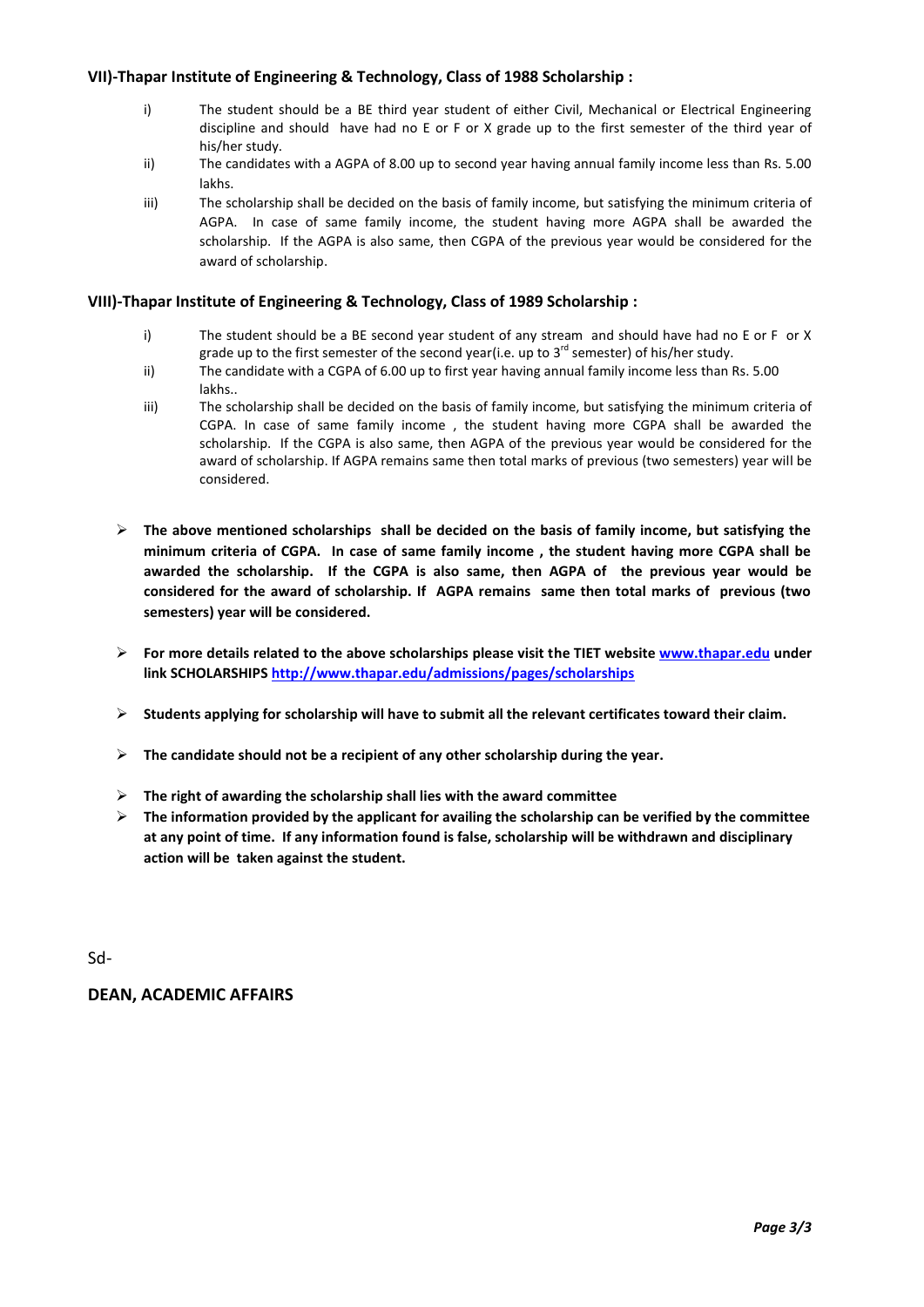### VII)-Thapar Institute of Engineering & Technology, Class of 1988 Scholarship :

i) The student should be a BE third year student of either Civil, Mechanical or Electrical Engineering discipline and should have had no E or F or X grade up to the first semester of the third year of his/her study.

ii) The candidates with a AGPA of 8.00 up to second year having annual family income less than Rs. 5.00 lakhs.

iii) The scholarship shall be decided on the basis of family income, but satisfying the minimum criteria of AGPA. In case of same family income, the student having more AGPA shall be awarded the scholarship. If the AGPA is also same, then CGPA of the previous year would be considered for the award of scholarship.

### VIII)-Thapar Institute of Engineering & Technology, Class of 1989 Scholarship :

i) The student should be a BE second year student of any stream and should have had no E or F or X grade up to the first semester of the second year(i.e. up to 3rd semester) of his/her study.

ii) The candidate with a CGPA of 6.00 up to first year having annual family income less than Rs. 5.00 lakhs..

iii) The scholarship shall be decided on the basis of family income, but satisfying the minimum criteria of CGPA. In case of same family income , the student having more CGPA shall be awarded the scholarship. If the CGPA is also same, then AGPA of the previous year would be considered for the award of scholarship. If AGPA remains same then total marks of previous (two semesters) year will be considered.

- **The above mentioned scholarships shall be decided on the basis of family income, but satisfying the minimum criteria of CGPA. In case of same family income , the student having more CGPA shall be awarded the scholarship. If the CGPA is also same, then AGPA of the previous year would be considered for the award of scholarship. If AGPA remains same then total marks of previous (two semesters) year will be considered.**

- **For more details related to the above scholarships please visit the TIET website [www.thapar.edu](www.thapar.edu) under link SCHOLARSHIPS [http://www.thapar.edu/admissions/pages/scholarships](http://www.thapar.edu/admissions/pages/scholarships)**

- **Students applying for scholarship will have to submit all the relevant certificates toward their claim.**

- **The candidate should not be a recipient of any other scholarship during the year.**

- **The right of awarding the scholarship shall lies with the award committee**
- **The information provided by the applicant for availing the scholarship can be verified by the committee at any point of time. If any information found is false, scholarship will be withdrawn and disciplinary action will be taken against the student.**

Sd-

**DEAN, ACADEMIC AFFAIRS**